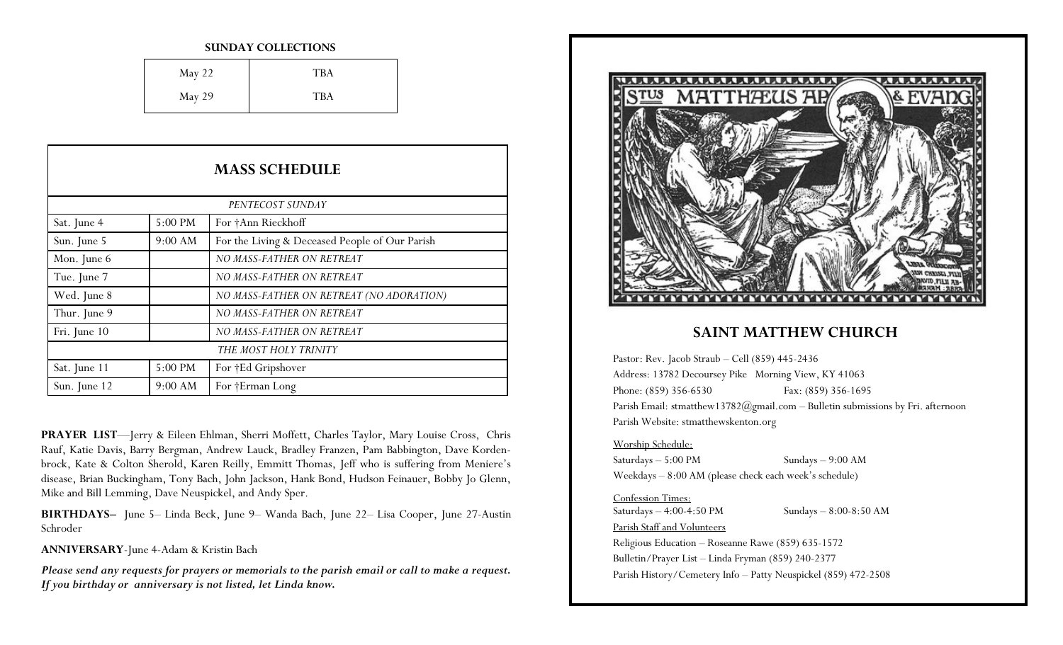**SUNDAY COLLECTIONS**

| May 22 | TBA |
|---|---|
| May 29 | TBA |

## MASS SCHEDULE

| | | |
|---|---|---|
| *PENTECOST SUNDAY* | | |
| Sat. June 4 | 5:00 PM | For †Ann Rieckhoff |
| Sun. June 5 | 9:00 AM | For the Living & Deceased People of Our Parish |
| Mon. June 6 | | *NO MASS-FATHER ON RETREAT* |
| Tue. June 7 | | *NO MASS-FATHER ON RETREAT* |
| Wed. June 8 | | *NO MASS-FATHER ON RETREAT (NO ADORATION)* |
| Thur. June 9 | | *NO MASS-FATHER ON RETREAT* |
| Fri. June 10 | | *NO MASS-FATHER ON RETREAT* |
| *THE MOST HOLY TRINITY* | | |
| Sat. June 11 | 5:00 PM | For †Ed Gripshover |
| Sun. June 12 | 9:00 AM | For †Erman Long |

**PRAYER LIST**—Jerry & Eileen Ehlman, Sherri Moffett, Charles Taylor, Mary Louise Cross, Chris Rauf, Katie Davis, Barry Bergman, Andrew Lauck, Bradley Franzen, Pam Babbington, Dave Kordenbrock, Kate & Colton Sherold, Karen Reilly, Emmitt Thomas, Jeff who is suffering from Meniere's disease, Brian Buckingham, Tony Bach, John Jackson, Hank Bond, Hudson Feinauer, Bobby Jo Glenn, Mike and Bill Lemming, Dave Neuspickel, and Andy Sper.

**BIRTHDAYS–** June 5– Linda Beck, June 9– Wanda Bach, June 22– Lisa Cooper, June 27-Austin Schroder

**ANNIVERSARY**-June 4-Adam & Kristin Bach

***Please send any requests for prayers or memorials to the parish email or call to make a request. If you birthday or anniversary is not listed, let Linda know.***

## SAINT MATTHEW CHURCH

Pastor: Rev. Jacob Straub – Cell (859) 445-2436
Address: 13782 Decoursey Pike Morning View, KY 41063
Phone: (859) 356-6530 Fax: (859) 356-1695
Parish Email: stmatthew13782@gmail.com – Bulletin submissions by Fri. afternoon
Parish Website: stmatthewskenton.org

Worship Schedule:
Saturdays – 5:00 PM Sundays – 9:00 AM
Weekdays – 8:00 AM (please check each week's schedule)

Confession Times:
Saturdays – 4:00-4:50 PM Sundays – 8:00-8:50 AM

Parish Staff and Volunteers
Religious Education – Roseanne Rawe (859) 635-1572
Bulletin/Prayer List – Linda Fryman (859) 240-2377
Parish History/Cemetery Info – Patty Neuspickel (859) 472-2508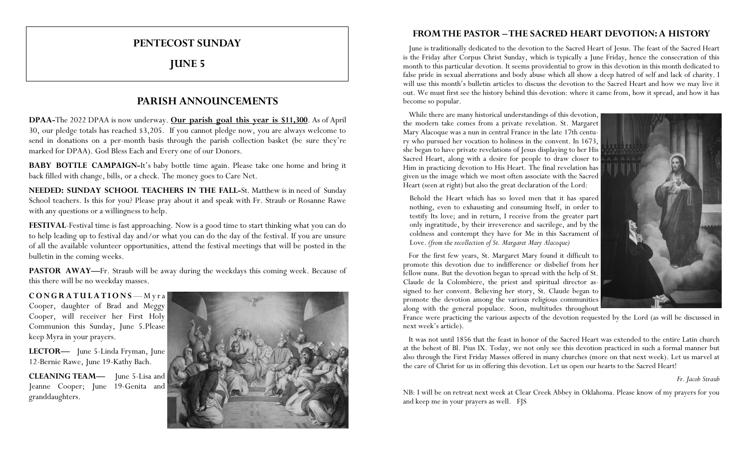# PENTECOST SUNDAY

## JUNE 5

## PARISH ANNOUNCEMENTS

**DPAA-**The 2022 DPAA is now underway. **Our parish goal this year is $11,300**. As of April 30, our pledge totals has reached $3,205. If you cannot pledge now, you are always welcome to send in donations on a per-month basis through the parish collection basket (be sure they're marked for DPAA). God Bless Each and Every one of our Donors.

**BABY BOTTLE CAMPAIGN-**It's baby bottle time again. Please take one home and bring it back filled with change, bills, or a check. The money goes to Care Net.

**NEEDED: SUNDAY SCHOOL TEACHERS IN THE FALL-**St. Matthew is in need of Sunday School teachers. Is this for you? Please pray about it and speak with Fr. Straub or Rosanne Rawe with any questions or a willingness to help.

**FESTIVAL**-Festival time is fast approaching. Now is a good time to start thinking what you can do to help leading up to festival day and/or what you can do the day of the festival. If you are unsure of all the available volunteer opportunities, attend the festival meetings that will be posted in the bulletin in the coming weeks.

**PASTOR AWAY—**Fr. Straub will be away during the weekdays this coming week. Because of this there will be no weekday masses.

**CONGRATULATIONS**—Myra Cooper, daughter of Brad and Meggy Cooper, will receiver her First Holy Communion this Sunday, June 5.Please keep Myra in your prayers.

**LECTOR—** June 5-Linda Fryman, June 12-Bernie Rawe, June 19-Kathy Bach.

**CLEANING TEAM—** June 5-Lisa and Jeanne Cooper; June 19-Genita and granddaughters.

## FROM THE PASTOR – THE SACRED HEART DEVOTION: A HISTORY

June is traditionally dedicated to the devotion to the Sacred Heart of Jesus. The feast of the Sacred Heart is the Friday after Corpus Christ Sunday, which is typically a June Friday, hence the consecration of this month to this particular devotion. It seems providential to grow in this devotion in this month dedicated to false pride in sexual aberrations and body abuse which all show a deep hatred of self and lack of charity. I will use this month's bulletin articles to discuss the devotion to the Sacred Heart and how we may live it out. We must first see the history behind this devotion: where it came from, how it spread, and how it has become so popular.

While there are many historical understandings of this devotion, the modern take comes from a private revelation. St. Margaret Mary Alacoque was a nun in central France in the late 17th century who pursued her vocation to holiness in the convent. In 1673, she began to have private revelations of Jesus displaying to her His Sacred Heart, along with a desire for people to draw closer to Him in practicing devotion to His Heart. The final revelation has given us the image which we most often associate with the Sacred Heart (seen at right) but also the great declaration of the Lord:

> Behold the Heart which has so loved men that it has spared nothing, even to exhausting and consuming Itself, in order to testify Its love; and in return, I receive from the greater part only ingratitude, by their irreverence and sacrilege, and by the coldness and contempt they have for Me in this Sacrament of Love. *(from the recollection of St. Margaret Mary Alacoque)*

For the first few years, St. Margaret Mary found it difficult to promote this devotion due to indifference or disbelief from her fellow nuns. But the devotion began to spread with the help of St. Claude de la Colombiere, the priest and spiritual director assigned to her convent. Believing her story, St. Claude began to promote the devotion among the various religious communities along with the general populace. Soon, multitudes throughout France were practicing the various aspects of the devotion requested by the Lord (as will be discussed in next week's article).

It was not until 1856 that the feast in honor of the Sacred Heart was extended to the entire Latin church at the behest of Bl. Pius IX. Today, we not only see this devotion practiced in such a formal manner but also through the First Friday Masses offered in many churches (more on that next week). Let us marvel at the care of Christ for us in offering this devotion. Let us open our hearts to the Sacred Heart!

*Fr. Jacob Straub*

NB: I will be on retreat next week at Clear Creek Abbey in Oklahoma. Please know of my prayers for you and keep me in your prayers as well. FJS